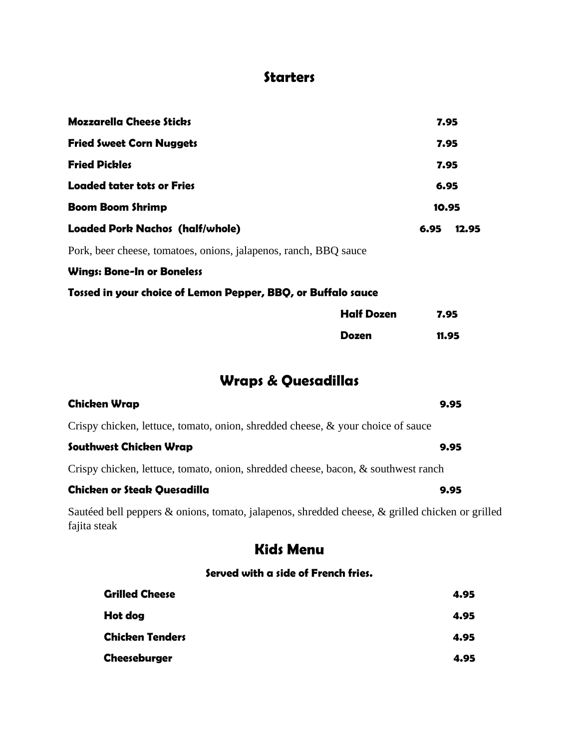## Starters

| | |
|---|---|
| **Mozzarella Cheese Sticks** | **7.95** |
| **Fried Sweet Corn Nuggets** | **7.95** |
| **Fried Pickles** | **7.95** |
| **Loaded tater tots or Fries** | **6.95** |
| **Boom Boom Shrimp** | **10.95** |
| **Loaded Pork Nachos (half/whole)** | **6.95 12.95** |

Pork, beer cheese, tomatoes, onions, jalapenos, ranch, BBQ sauce

**Wings: Bone-In or Boneless**

**Tossed in your choice of Lemon Pepper, BBQ, or Buffalo sauce**

| | |
|---|---|
| **Half Dozen** | **7.95** |
| **Dozen** | **11.95** |

## Wraps & Quesadillas

**Chicken Wrap** **9.95**

Crispy chicken, lettuce, tomato, onion, shredded cheese, & your choice of sauce

**Southwest Chicken Wrap** **9.95**

Crispy chicken, lettuce, tomato, onion, shredded cheese, bacon, & southwest ranch

**Chicken or Steak Quesadilla** **9.95**

Sautéed bell peppers & onions, tomato, jalapenos, shredded cheese, & grilled chicken or grilled fajita steak

## Kids Menu

**Served with a side of French fries.**

| | |
|---|---|
| **Grilled Cheese** | **4.95** |
| **Hot dog** | **4.95** |
| **Chicken Tenders** | **4.95** |
| **Cheeseburger** | **4.95** |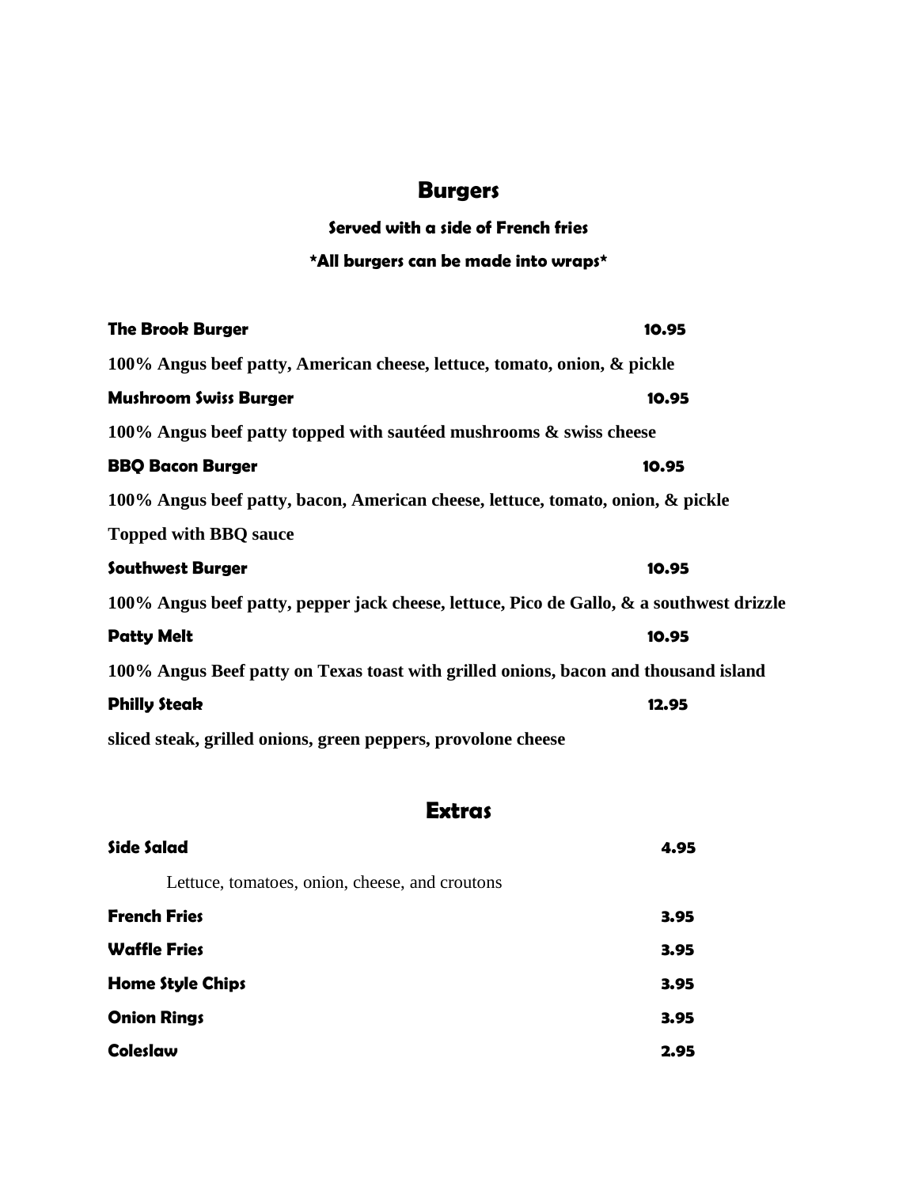## Burgers

**Served with a side of French fries**

**\*All burgers can be made into wraps\***

**The Brook Burger** **10.95**

**100% Angus beef patty, American cheese, lettuce, tomato, onion, & pickle**

**Mushroom Swiss Burger** **10.95**

**100% Angus beef patty topped with sautéed mushrooms & swiss cheese**

**BBQ Bacon Burger** **10.95**

**100% Angus beef patty, bacon, American cheese, lettuce, tomato, onion, & pickle**

**Topped with BBQ sauce**

**Southwest Burger** **10.95**

**100% Angus beef patty, pepper jack cheese, lettuce, Pico de Gallo, & a southwest drizzle**

**Patty Melt** **10.95**

**100% Angus Beef patty on Texas toast with grilled onions, bacon and thousand island**

**Philly Steak** **12.95**

**sliced steak, grilled onions, green peppers, provolone cheese**

## Extras

**Side Salad** **4.95**

Lettuce, tomatoes, onion, cheese, and croutons

**French Fries** **3.95**

**Waffle Fries** **3.95**

**Home Style Chips** **3.95**

**Onion Rings** **3.95**

**Coleslaw** **2.95**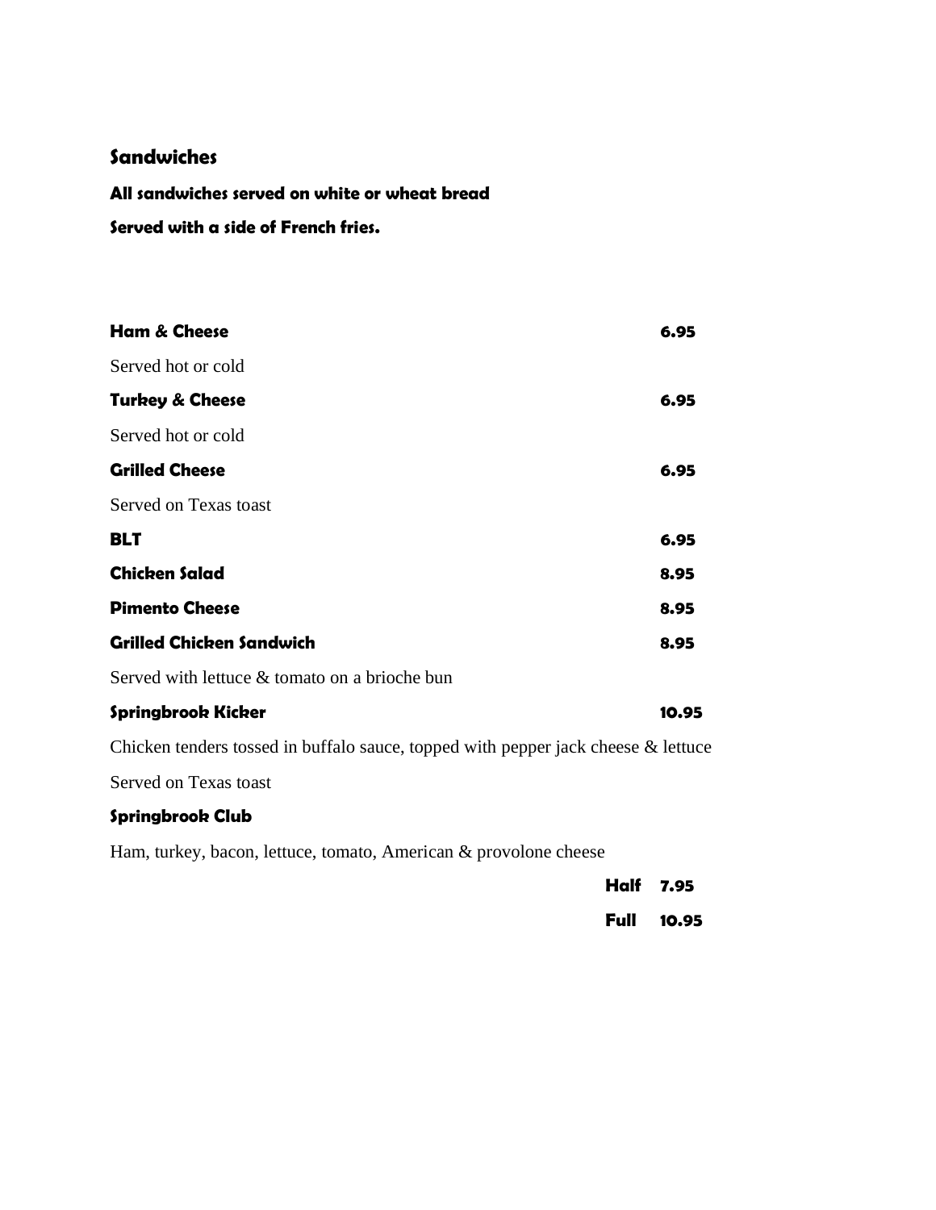## Sandwiches

**All sandwiches served on white or wheat bread**

**Served with a side of French fries.**

**Ham & Cheese** **6.95**

Served hot or cold

**Turkey & Cheese** **6.95**

Served hot or cold

**Grilled Cheese** **6.95**

Served on Texas toast

**BLT** **6.95**

**Chicken Salad** **8.95**

**Pimento Cheese** **8.95**

**Grilled Chicken Sandwich** **8.95**

Served with lettuce & tomato on a brioche bun

**Springbrook Kicker** **10.95**

Chicken tenders tossed in buffalo sauce, topped with pepper jack cheese & lettuce

Served on Texas toast

**Springbrook Club**

Ham, turkey, bacon, lettuce, tomato, American & provolone cheese

**Half** **7.95**

**Full** **10.95**